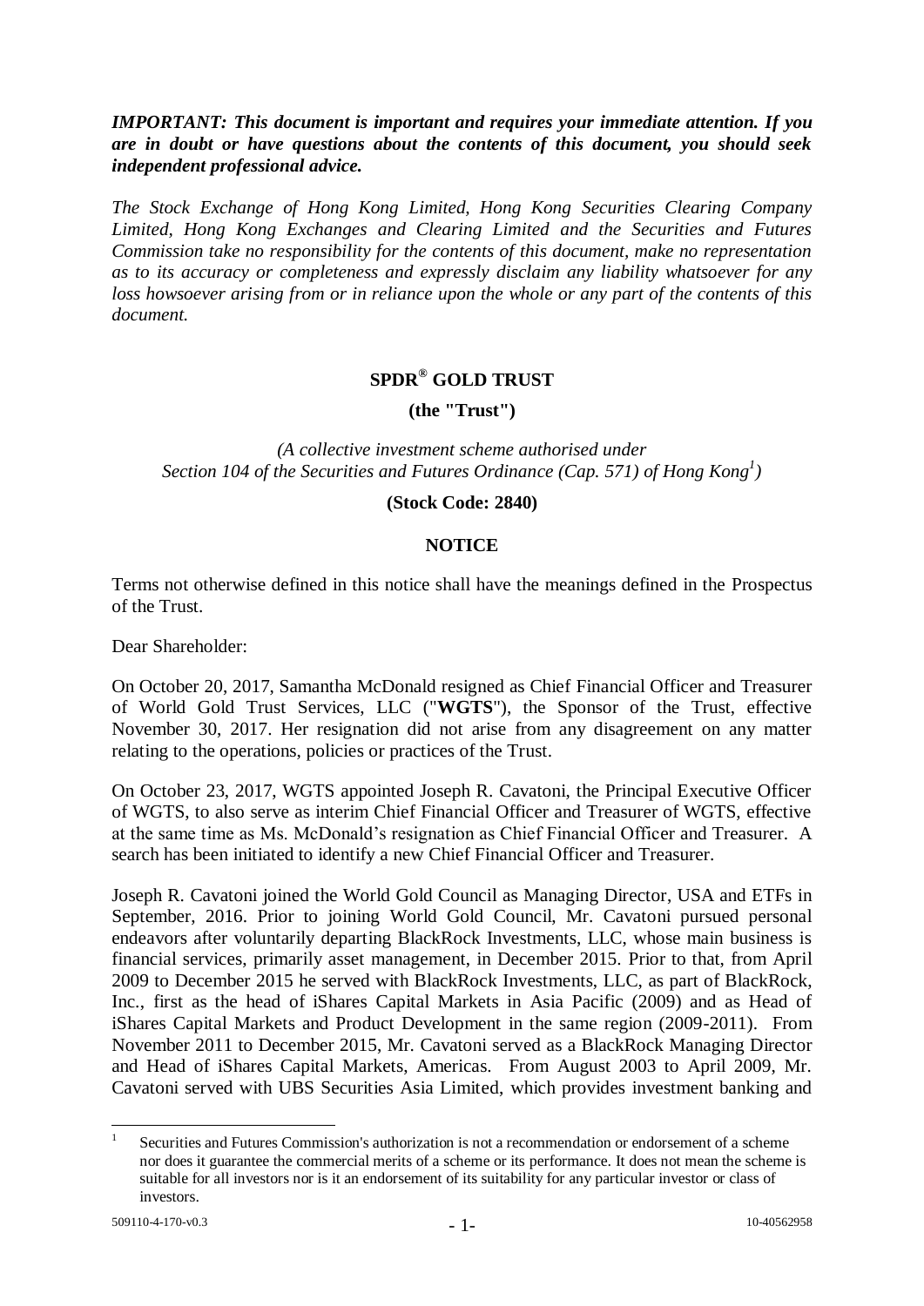***IMPORTANT: This document is important and requires your immediate attention. If you are in doubt or have questions about the contents of this document, you should seek independent professional advice.***

*The Stock Exchange of Hong Kong Limited, Hong Kong Securities Clearing Company Limited, Hong Kong Exchanges and Clearing Limited and the Securities and Futures Commission take no responsibility for the contents of this document, make no representation as to its accuracy or completeness and expressly disclaim any liability whatsoever for any loss howsoever arising from or in reliance upon the whole or any part of the contents of this document.*

**SPDR® GOLD TRUST**

**(the "Trust")**

*(A collective investment scheme authorised under Section 104 of the Securities and Futures Ordinance (Cap. 571) of Hong Kong[1])*

**(Stock Code: 2840)**

**NOTICE**

Terms not otherwise defined in this notice shall have the meanings defined in the Prospectus of the Trust.

Dear Shareholder:

On October 20, 2017, Samantha McDonald resigned as Chief Financial Officer and Treasurer of World Gold Trust Services, LLC ("**WGTS**"), the Sponsor of the Trust, effective November 30, 2017. Her resignation did not arise from any disagreement on any matter relating to the operations, policies or practices of the Trust.

On October 23, 2017, WGTS appointed Joseph R. Cavatoni, the Principal Executive Officer of WGTS, to also serve as interim Chief Financial Officer and Treasurer of WGTS, effective at the same time as Ms. McDonald's resignation as Chief Financial Officer and Treasurer. A search has been initiated to identify a new Chief Financial Officer and Treasurer.

Joseph R. Cavatoni joined the World Gold Council as Managing Director, USA and ETFs in September, 2016. Prior to joining World Gold Council, Mr. Cavatoni pursued personal endeavors after voluntarily departing BlackRock Investments, LLC, whose main business is financial services, primarily asset management, in December 2015. Prior to that, from April 2009 to December 2015 he served with BlackRock Investments, LLC, as part of BlackRock, Inc., first as the head of iShares Capital Markets in Asia Pacific (2009) and as Head of iShares Capital Markets and Product Development in the same region (2009-2011). From November 2011 to December 2015, Mr. Cavatoni served as a BlackRock Managing Director and Head of iShares Capital Markets, Americas. From August 2003 to April 2009, Mr. Cavatoni served with UBS Securities Asia Limited, which provides investment banking and

---

[1] Securities and Futures Commission's authorization is not a recommendation or endorsement of a scheme nor does it guarantee the commercial merits of a scheme or its performance. It does not mean the scheme is suitable for all investors nor is it an endorsement of its suitability for any particular investor or class of investors.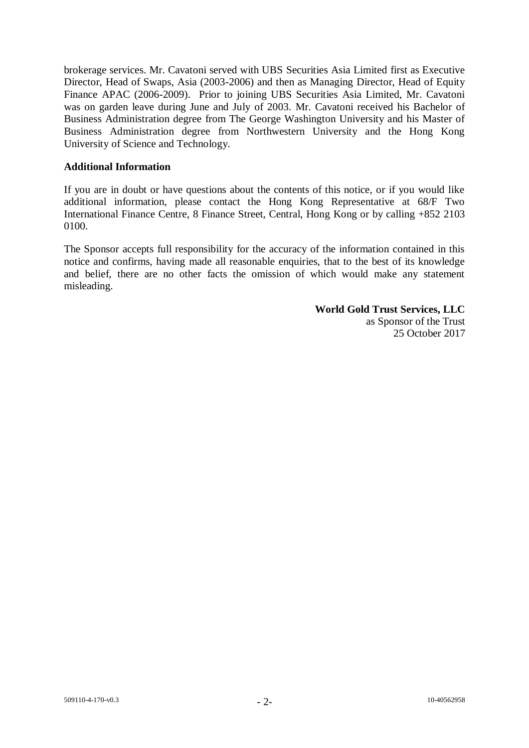brokerage services. Mr. Cavatoni served with UBS Securities Asia Limited first as Executive Director, Head of Swaps, Asia (2003-2006) and then as Managing Director, Head of Equity Finance APAC (2006-2009). Prior to joining UBS Securities Asia Limited, Mr. Cavatoni was on garden leave during June and July of 2003. Mr. Cavatoni received his Bachelor of Business Administration degree from The George Washington University and his Master of Business Administration degree from Northwestern University and the Hong Kong University of Science and Technology.

**Additional Information**

If you are in doubt or have questions about the contents of this notice, or if you would like additional information, please contact the Hong Kong Representative at 68/F Two International Finance Centre, 8 Finance Street, Central, Hong Kong or by calling +852 2103 0100.

The Sponsor accepts full responsibility for the accuracy of the information contained in this notice and confirms, having made all reasonable enquiries, that to the best of its knowledge and belief, there are no other facts the omission of which would make any statement misleading.

**World Gold Trust Services, LLC**
as Sponsor of the Trust
25 October 2017

509110-4-170-v0.3 10-40562958